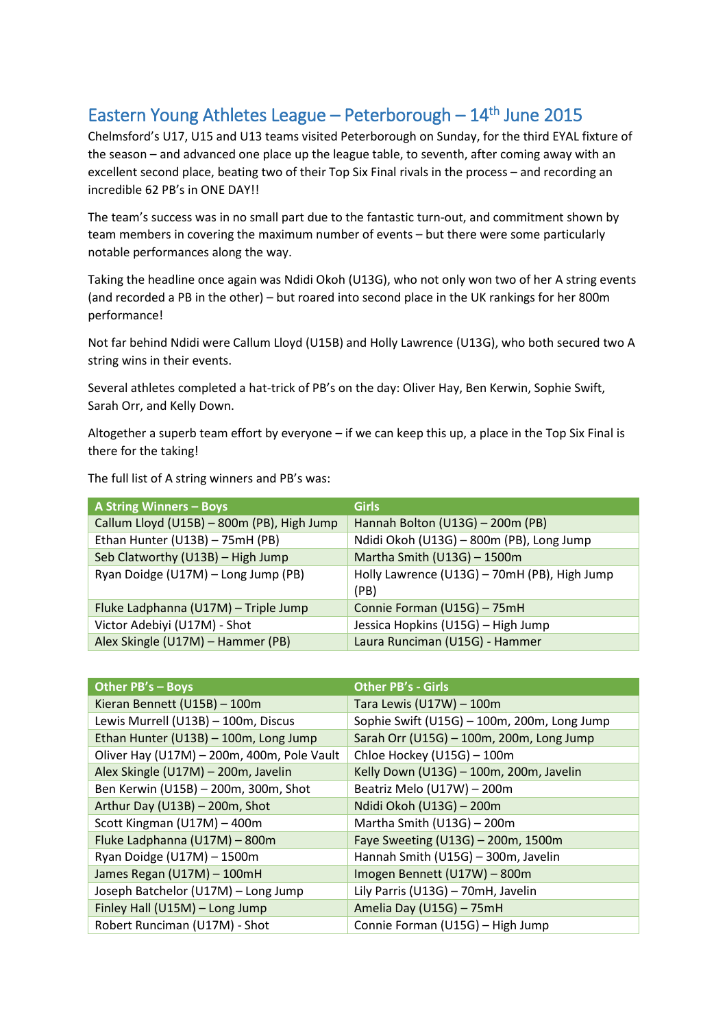## Eastern Young Athletes League – Peterborough – 14th June 2015

Chelmsford's U17, U15 and U13 teams visited Peterborough on Sunday, for the third EYAL fixture of the season – and advanced one place up the league table, to seventh, after coming away with an excellent second place, beating two of their Top Six Final rivals in the process – and recording an incredible 62 PB's in ONE DAY!!

The team's success was in no small part due to the fantastic turn-out, and commitment shown by team members in covering the maximum number of events – but there were some particularly notable performances along the way.

Taking the headline once again was Ndidi Okoh (U13G), who not only won two of her A string events (and recorded a PB in the other) – but roared into second place in the UK rankings for her 800m performance!

Not far behind Ndidi were Callum Lloyd (U15B) and Holly Lawrence (U13G), who both secured two A string wins in their events.

Several athletes completed a hat-trick of PB's on the day: Oliver Hay, Ben Kerwin, Sophie Swift, Sarah Orr, and Kelly Down.

Altogether a superb team effort by everyone – if we can keep this up, a place in the Top Six Final is there for the taking!

The full list of A string winners and PB's was:

| A String Winners – Boys | Girls |
|---|---|
| Callum Lloyd (U15B) – 800m (PB), High Jump | Hannah Bolton (U13G) – 200m (PB) |
| Ethan Hunter (U13B) – 75mH (PB) | Ndidi Okoh (U13G) – 800m (PB), Long Jump |
| Seb Clatworthy (U13B) – High Jump | Martha Smith (U13G) – 1500m |
| Ryan Doidge (U17M) – Long Jump (PB) | Holly Lawrence (U13G) – 70mH (PB), High Jump (PB) |
| Fluke Ladphanna (U17M) – Triple Jump | Connie Forman (U15G) – 75mH |
| Victor Adebiyi (U17M) - Shot | Jessica Hopkins (U15G) – High Jump |
| Alex Skingle (U17M) – Hammer (PB) | Laura Runciman (U15G) - Hammer |

| Other PB's – Boys | Other PB's - Girls |
|---|---|
| Kieran Bennett (U15B) – 100m | Tara Lewis (U17W) – 100m |
| Lewis Murrell (U13B) – 100m, Discus | Sophie Swift (U15G) – 100m, 200m, Long Jump |
| Ethan Hunter (U13B) – 100m, Long Jump | Sarah Orr (U15G) – 100m, 200m, Long Jump |
| Oliver Hay (U17M) – 200m, 400m, Pole Vault | Chloe Hockey (U15G) – 100m |
| Alex Skingle (U17M) – 200m, Javelin | Kelly Down (U13G) – 100m, 200m, Javelin |
| Ben Kerwin (U15B) – 200m, 300m, Shot | Beatriz Melo (U17W) – 200m |
| Arthur Day (U13B) – 200m, Shot | Ndidi Okoh (U13G) – 200m |
| Scott Kingman (U17M) – 400m | Martha Smith (U13G) – 200m |
| Fluke Ladphanna (U17M) – 800m | Faye Sweeting (U13G) – 200m, 1500m |
| Ryan Doidge (U17M) – 1500m | Hannah Smith (U15G) – 300m, Javelin |
| James Regan (U17M) – 100mH | Imogen Bennett (U17W) – 800m |
| Joseph Batchelor (U17M) – Long Jump | Lily Parris (U13G) – 70mH, Javelin |
| Finley Hall (U15M) – Long Jump | Amelia Day (U15G) – 75mH |
| Robert Runciman (U17M) - Shot | Connie Forman (U15G) – High Jump |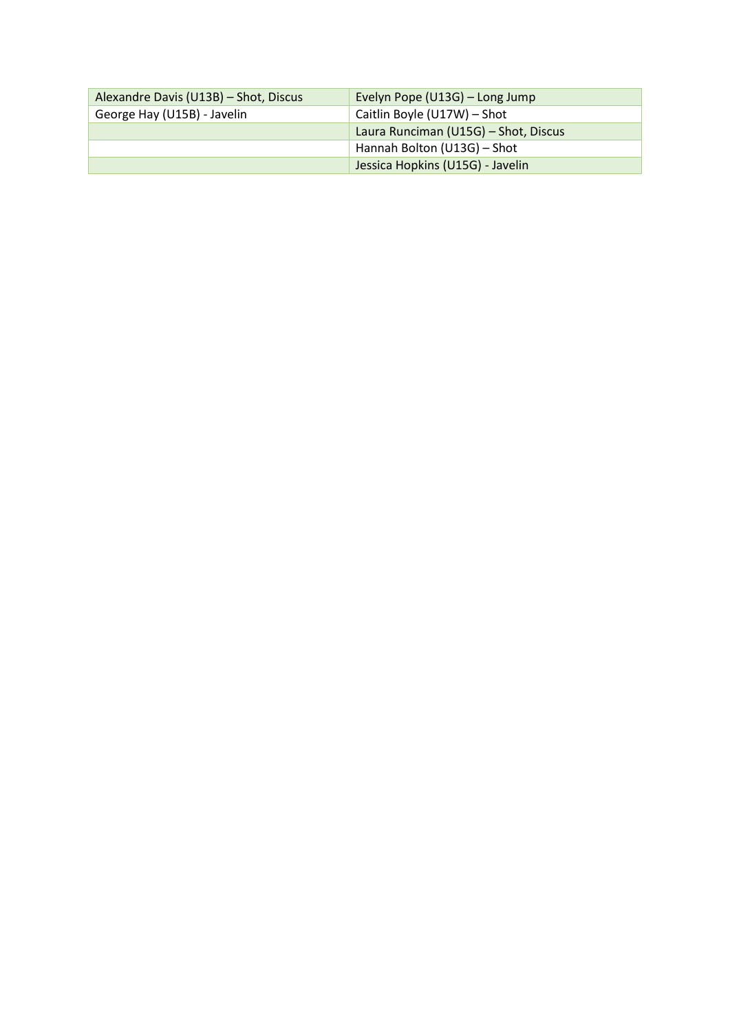| | |
|---|---|
| Alexandre Davis (U13B) – Shot, Discus | Evelyn Pope (U13G) – Long Jump |
| George Hay (U15B) - Javelin | Caitlin Boyle (U17W) – Shot |
| | Laura Runciman (U15G) – Shot, Discus |
| | Hannah Bolton (U13G) – Shot |
| | Jessica Hopkins (U15G) - Javelin |